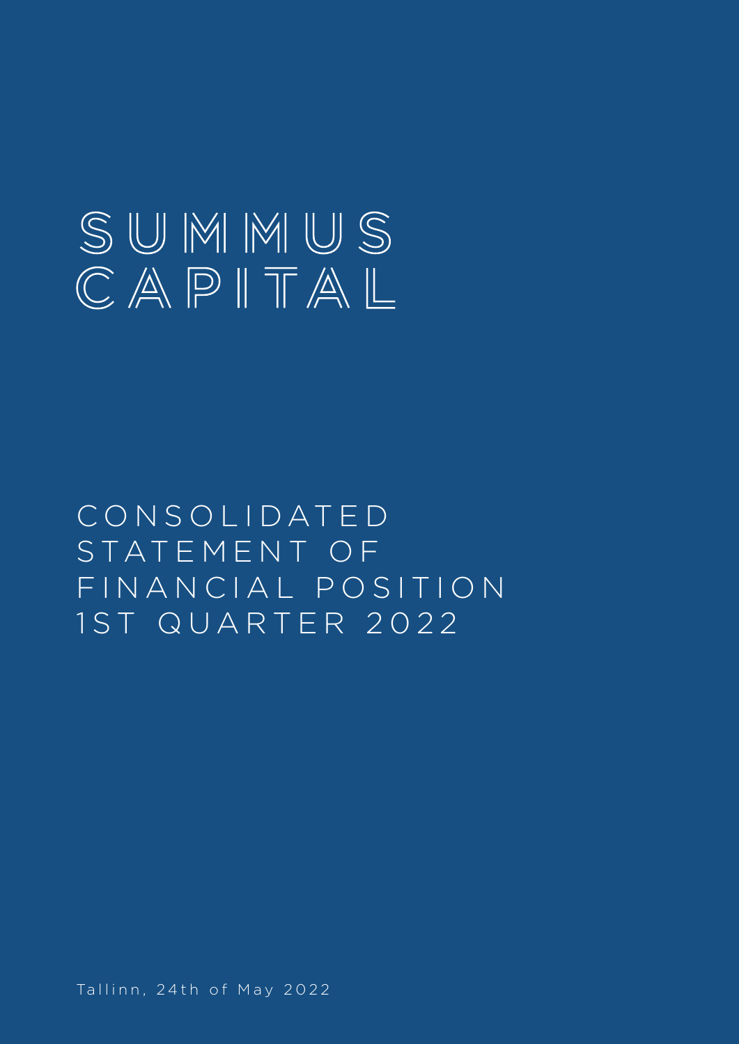# SUMMUS CAPITAL

## CONSOLIDATED STATEMENT OF FINANCIAL POSITION 1ST QUARTER 2022

Tallinn, 24th of May 2022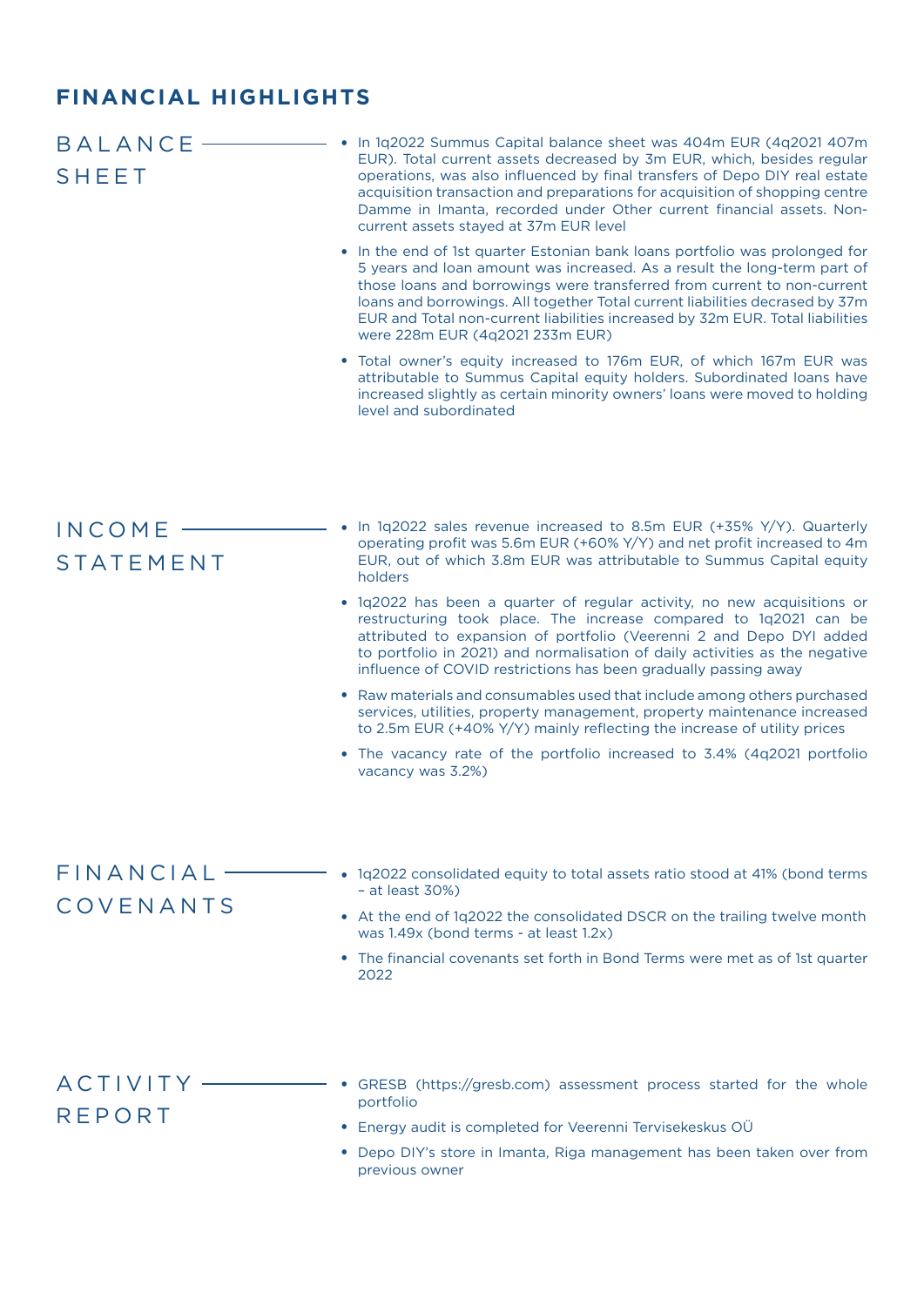# FINANCIAL HIGHLIGHTS

## BALANCE SHEET

- In 1q2022 Summus Capital balance sheet was 404m EUR (4q2021 407m EUR). Total current assets decreased by 3m EUR, which, besides regular operations, was also influenced by final transfers of Depo DIY real estate acquisition transaction and preparations for acquisition of shopping centre Damme in Imanta, recorded under Other current financial assets. Non-current assets stayed at 37m EUR level
- In the end of 1st quarter Estonian bank loans portfolio was prolonged for 5 years and loan amount was increased. As a result the long-term part of those loans and borrowings were transferred from current to non-current loans and borrowings. All together Total current liabilities decrased by 37m EUR and Total non-current liabilities increased by 32m EUR. Total liabilities were 228m EUR (4q2021 233m EUR)
- Total owner's equity increased to 176m EUR, of which 167m EUR was attributable to Summus Capital equity holders. Subordinated loans have increased slightly as certain minority owners' loans were moved to holding level and subordinated

## INCOME STATEMENT

- In 1q2022 sales revenue increased to 8.5m EUR (+35% Y/Y). Quarterly operating profit was 5.6m EUR (+60% Y/Y) and net profit increased to 4m EUR, out of which 3.8m EUR was attributable to Summus Capital equity holders
- 1q2022 has been a quarter of regular activity, no new acquisitions or restructuring took place. The increase compared to 1q2021 can be attributed to expansion of portfolio (Veerenni 2 and Depo DYI added to portfolio in 2021) and normalisation of daily activities as the negative influence of COVID restrictions has been gradually passing away
- Raw materials and consumables used that include among others purchased services, utilities, property management, property maintenance increased to 2.5m EUR (+40% Y/Y) mainly reflecting the increase of utility prices
- The vacancy rate of the portfolio increased to 3.4% (4q2021 portfolio vacancy was 3.2%)

## FINANCIAL COVENANTS

- 1q2022 consolidated equity to total assets ratio stood at 41% (bond terms – at least 30%)
- At the end of 1q2022 the consolidated DSCR on the trailing twelve month was 1.49x (bond terms - at least 1.2x)
- The financial covenants set forth in Bond Terms were met as of 1st quarter 2022

## ACTIVITY REPORT

- GRESB (https://gresb.com) assessment process started for the whole portfolio
- Energy audit is completed for Veerenni Tervisekeskus OÜ
- Depo DIY's store in Imanta, Riga management has been taken over from previous owner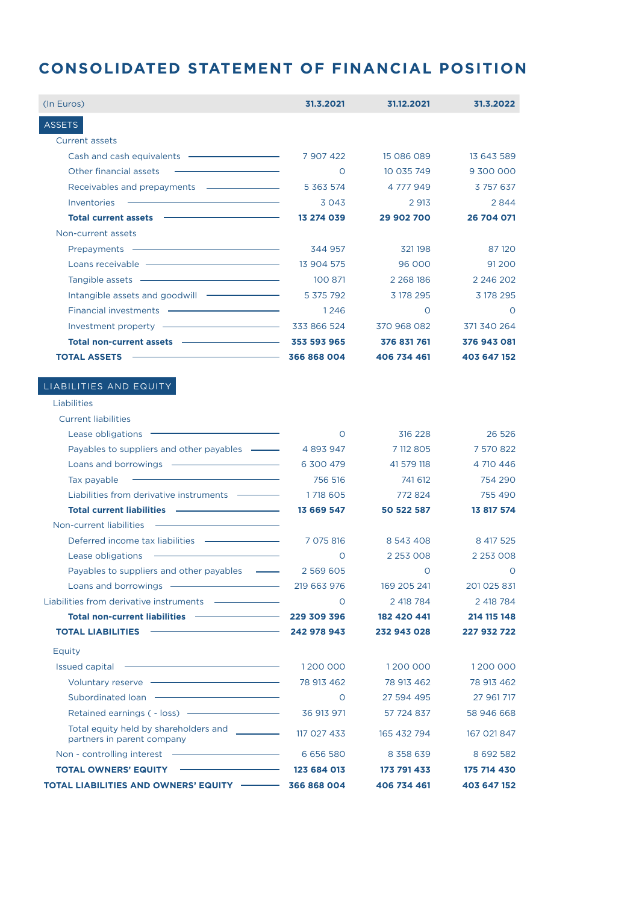# CONSOLIDATED STATEMENT OF FINANCIAL POSITION

| (In Euros) | 31.3.2021 | 31.12.2021 | 31.3.2022 |
|---|---|---|---|
| **ASSETS** | | | |
| Current assets | | | |
| Cash and cash equivalents | 7 907 422 | 15 086 089 | 13 643 589 |
| Other financial assets | 0 | 10 035 749 | 9 300 000 |
| Receivables and prepayments | 5 363 574 | 4 777 949 | 3 757 637 |
| Inventories | 3 043 | 2 913 | 2 844 |
| **Total current assets** | **13 274 039** | **29 902 700** | **26 704 071** |
| Non-current assets | | | |
| Prepayments | 344 957 | 321 198 | 87 120 |
| Loans receivable | 13 904 575 | 96 000 | 91 200 |
| Tangible assets | 100 871 | 2 268 186 | 2 246 202 |
| Intangible assets and goodwill | 5 375 792 | 3 178 295 | 3 178 295 |
| Financial investments | 1 246 | 0 | 0 |
| Investment property | 333 866 524 | 370 968 082 | 371 340 264 |
| **Total non-current assets** | **353 593 965** | **376 831 761** | **376 943 081** |
| **TOTAL ASSETS** | **366 868 004** | **406 734 461** | **403 647 152** |
| **LIABILITIES AND EQUITY** | | | |
| Liabilities | | | |
| Current liabilities | | | |
| Lease obligations | 0 | 316 228 | 26 526 |
| Payables to suppliers and other payables | 4 893 947 | 7 112 805 | 7 570 822 |
| Loans and borrowings | 6 300 479 | 41 579 118 | 4 710 446 |
| Tax payable | 756 516 | 741 612 | 754 290 |
| Liabilities from derivative instruments | 1 718 605 | 772 824 | 755 490 |
| **Total current liabilities** | **13 669 547** | **50 522 587** | **13 817 574** |
| Non-current liabilities | | | |
| Deferred income tax liabilities | 7 075 816 | 8 543 408 | 8 417 525 |
| Lease obligations | 0 | 2 253 008 | 2 253 008 |
| Payables to suppliers and other payables | 2 569 605 | 0 | 0 |
| Loans and borrowings | 219 663 976 | 169 205 241 | 201 025 831 |
| Liabilities from derivative instruments | 0 | 2 418 784 | 2 418 784 |
| **Total non-current liabilities** | **229 309 396** | **182 420 441** | **214 115 148** |
| **TOTAL LIABILITIES** | **242 978 943** | **232 943 028** | **227 932 722** |
| Equity | | | |
| Issued capital | 1 200 000 | 1 200 000 | 1 200 000 |
| Voluntary reserve | 78 913 462 | 78 913 462 | 78 913 462 |
| Subordinated loan | 0 | 27 594 495 | 27 961 717 |
| Retained earnings ( - loss) | 36 913 971 | 57 724 837 | 58 946 668 |
| Total equity held by shareholders and partners in parent company | 117 027 433 | 165 432 794 | 167 021 847 |
| Non - controlling interest | 6 656 580 | 8 358 639 | 8 692 582 |
| **TOTAL OWNERS' EQUITY** | **123 684 013** | **173 791 433** | **175 714 430** |
| **TOTAL LIABILITIES AND OWNERS' EQUITY** | **366 868 004** | **406 734 461** | **403 647 152** |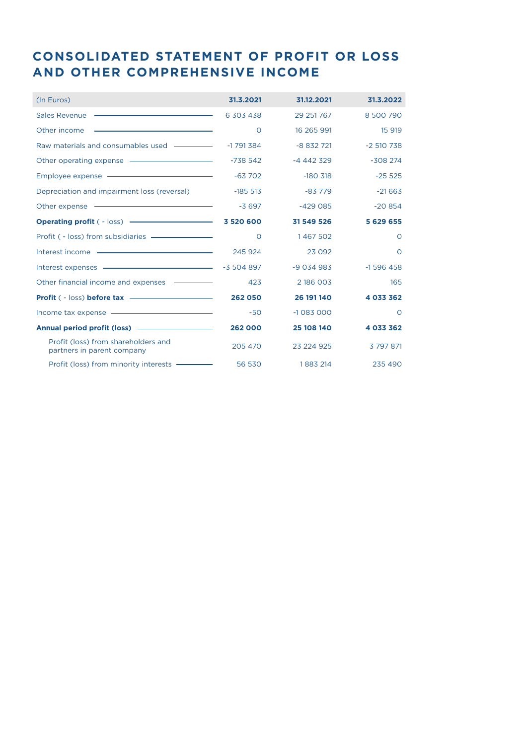# CONSOLIDATED STATEMENT OF PROFIT OR LOSS AND OTHER COMPREHENSIVE INCOME

| (In Euros) | 31.3.2021 | 31.12.2021 | 31.3.2022 |
|---|---|---|---|
| Sales Revenue | 6 303 438 | 29 251 767 | 8 500 790 |
| Other income | 0 | 16 265 991 | 15 919 |
| Raw materials and consumables used | -1 791 384 | -8 832 721 | -2 510 738 |
| Other operating expense | -738 542 | -4 442 329 | -308 274 |
| Employee expense | -63 702 | -180 318 | -25 525 |
| Depreciation and impairment loss (reversal) | -185 513 | -83 779 | -21 663 |
| Other expense | -3 697 | -429 085 | -20 854 |
| **Operating profit** ( - loss) | **3 520 600** | **31 549 526** | **5 629 655** |
| Profit ( - loss) from subsidiaries | 0 | 1 467 502 | 0 |
| Interest income | 245 924 | 23 092 | 0 |
| Interest expenses | -3 504 897 | -9 034 983 | -1 596 458 |
| Other financial income and expenses | 423 | 2 186 003 | 165 |
| **Profit** ( - loss) **before tax** | **262 050** | **26 191 140** | **4 033 362** |
| Income tax expense | -50 | -1 083 000 | 0 |
| **Annual period profit (loss)** | **262 000** | **25 108 140** | **4 033 362** |
| Profit (loss) from shareholders and partners in parent company | 205 470 | 23 224 925 | 3 797 871 |
| Profit (loss) from minority interests | 56 530 | 1 883 214 | 235 490 |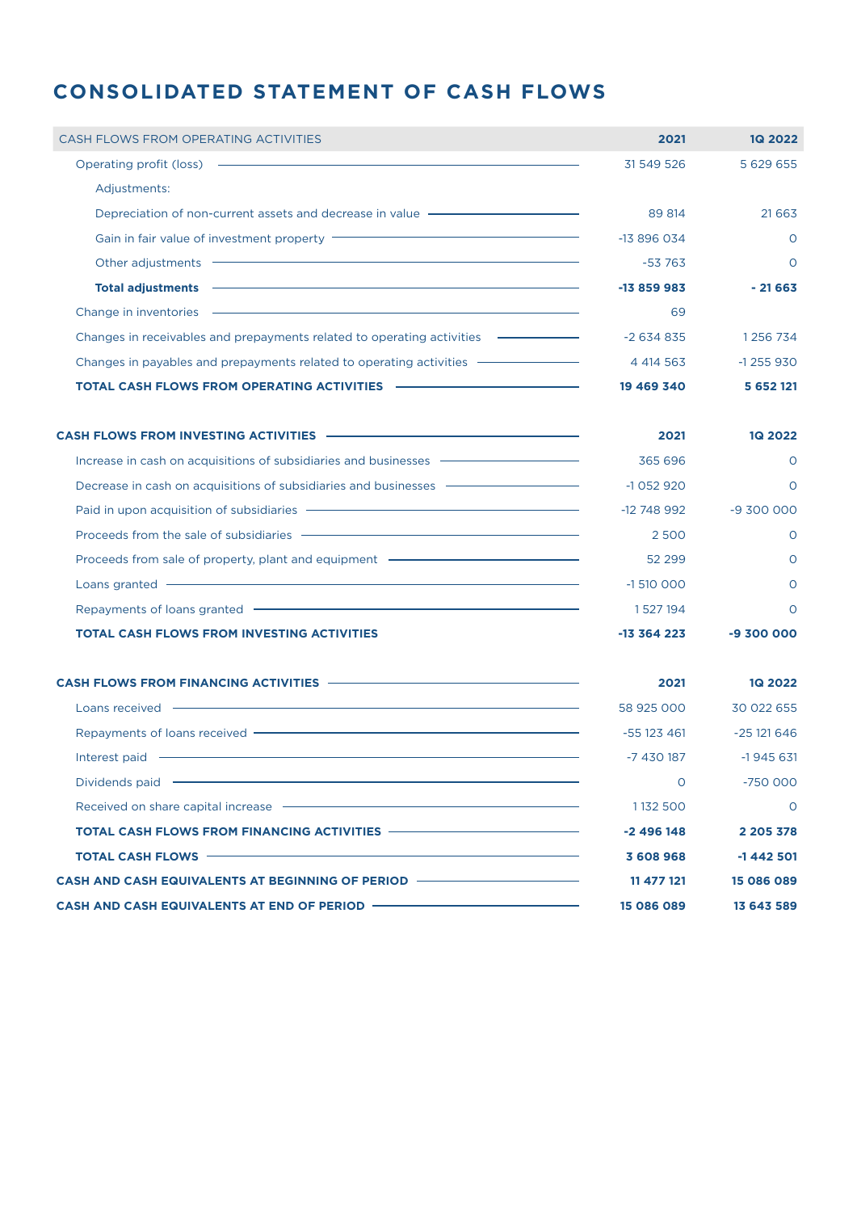# CONSOLIDATED STATEMENT OF CASH FLOWS

| CASH FLOWS FROM OPERATING ACTIVITIES | 2021 | 1Q 2022 |
|---|---|---|
| Operating profit (loss) | 31 549 526 | 5 629 655 |
| Adjustments: | | |
| Depreciation of non-current assets and decrease in value | 89 814 | 21 663 |
| Gain in fair value of investment property | -13 896 034 | 0 |
| Other adjustments | -53 763 | 0 |
| **Total adjustments** | **-13 859 983** | **- 21 663** |
| Change in inventories | 69 | |
| Changes in receivables and prepayments related to operating activities | -2 634 835 | 1 256 734 |
| Changes in payables and prepayments related to operating activities | 4 414 563 | -1 255 930 |
| **TOTAL CASH FLOWS FROM OPERATING ACTIVITIES** | **19 469 340** | **5 652 121** |

| CASH FLOWS FROM INVESTING ACTIVITIES | 2021 | 1Q 2022 |
|---|---|---|
| Increase in cash on acquisitions of subsidiaries and businesses | 365 696 | 0 |
| Decrease in cash on acquisitions of subsidiaries and businesses | -1 052 920 | 0 |
| Paid in upon acquisition of subsidiaries | -12 748 992 | -9 300 000 |
| Proceeds from the sale of subsidiaries | 2 500 | 0 |
| Proceeds from sale of property, plant and equipment | 52 299 | 0 |
| Loans granted | -1 510 000 | 0 |
| Repayments of loans granted | 1 527 194 | 0 |
| **TOTAL CASH FLOWS FROM INVESTING ACTIVITIES** | **-13 364 223** | **-9 300 000** |

| CASH FLOWS FROM FINANCING ACTIVITIES | 2021 | 1Q 2022 |
|---|---|---|
| Loans received | 58 925 000 | 30 022 655 |
| Repayments of loans received | -55 123 461 | -25 121 646 |
| Interest paid | -7 430 187 | -1 945 631 |
| Dividends paid | 0 | -750 000 |
| Received on share capital increase | 1 132 500 | 0 |
| **TOTAL CASH FLOWS FROM FINANCING ACTIVITIES** | **-2 496 148** | **2 205 378** |
| **TOTAL CASH FLOWS** | **3 608 968** | **-1 442 501** |
| **CASH AND CASH EQUIVALENTS AT BEGINNING OF PERIOD** | **11 477 121** | **15 086 089** |
| **CASH AND CASH EQUIVALENTS AT END OF PERIOD** | **15 086 089** | **13 643 589** |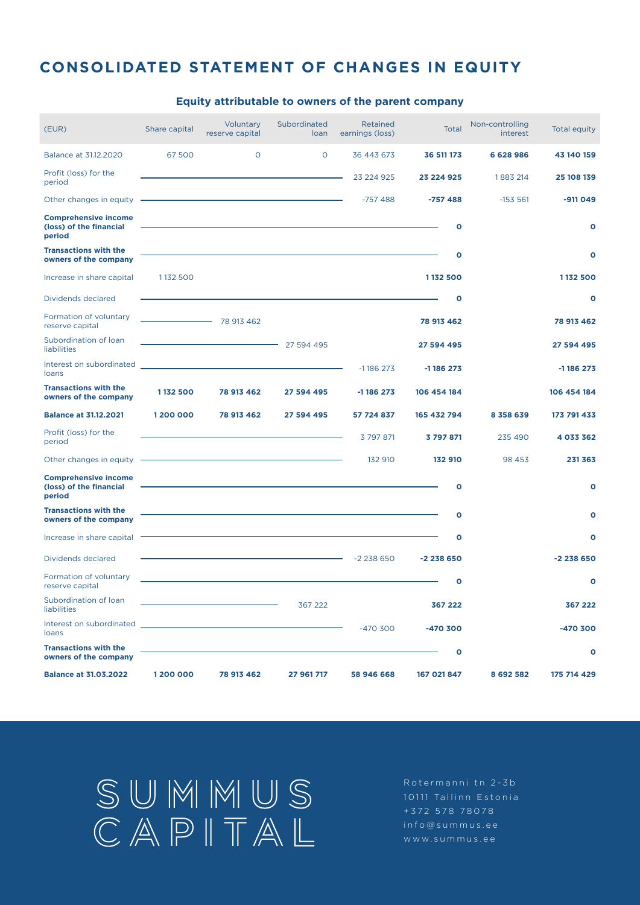# CONSOLIDATED STATEMENT OF CHANGES IN EQUITY

## Equity attributable to owners of the parent company

| (EUR) | Share capital | Voluntary reserve capital | Subordinated loan | Retained earnings (loss) | Total | Non-controlling interest | Total equity |
|---|---|---|---|---|---|---|---|
| Balance at 31.12.2020 | 67 500 | 0 | 0 | 36 443 673 | **36 511 173** | **6 628 986** | **43 140 159** |
| Profit (loss) for the period | | | | 23 224 925 | **23 224 925** | 1 883 214 | **25 108 139** |
| Other changes in equity | | | | -757 488 | **-757 488** | -153 561 | **-911 049** |
| **Comprehensive income (loss) of the financial period** | | | | | **0** | | **0** |
| **Transactions with the owners of the company** | | | | | **0** | | **0** |
| Increase in share capital | 1 132 500 | | | | **1 132 500** | | **1 132 500** |
| Dividends declared | | | | | **0** | | **0** |
| Formation of voluntary reserve capital | | 78 913 462 | | | **78 913 462** | | **78 913 462** |
| Subordination of loan liabilities | | | 27 594 495 | | **27 594 495** | | **27 594 495** |
| Interest on subordinated loans | | | | -1 186 273 | **-1 186 273** | | **-1 186 273** |
| **Transactions with the owners of the company** | **1 132 500** | **78 913 462** | **27 594 495** | **-1 186 273** | **106 454 184** | | **106 454 184** |
| **Balance at 31.12.2021** | **1 200 000** | **78 913 462** | **27 594 495** | **57 724 837** | **165 432 794** | **8 358 639** | **173 791 433** |
| Profit (loss) for the period | | | | 3 797 871 | **3 797 871** | 235 490 | **4 033 362** |
| Other changes in equity | | | | 132 910 | **132 910** | 98 453 | **231 363** |
| **Comprehensive income (loss) of the financial period** | | | | | **0** | | **0** |
| **Transactions with the owners of the company** | | | | | **0** | | **0** |
| Increase in share capital | | | | | **0** | | **0** |
| Dividends declared | | | | -2 238 650 | **-2 238 650** | | **-2 238 650** |
| Formation of voluntary reserve capital | | | | | **0** | | **0** |
| Subordination of loan liabilities | | | 367 222 | | **367 222** | | **367 222** |
| Interest on subordinated loans | | | | -470 300 | **-470 300** | | **-470 300** |
| **Transactions with the owners of the company** | | | | | **0** | | **0** |
| **Balance at 31.03.2022** | **1 200 000** | **78 913 462** | **27 961 717** | **58 946 668** | **167 021 847** | **8 692 582** | **175 714 429** |

SUMMUS CAPITAL

Rotermanni tn 2-3b
10111 Tallinn Estonia
+372 578 78078
info@summus.ee
www.summus.ee